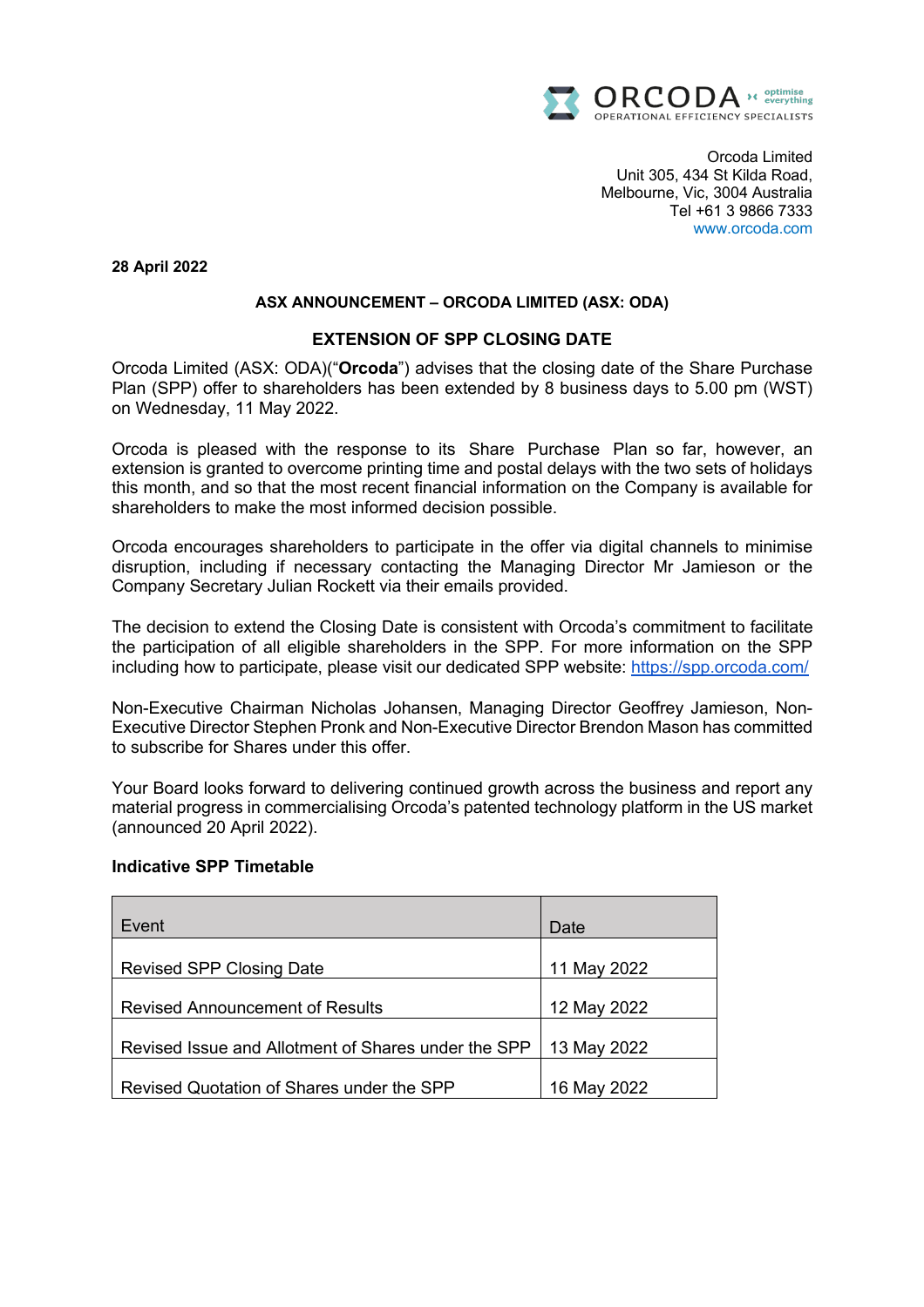Orcoda Limited
Unit 305, 434 St Kilda Road,
Melbourne, Vic, 3004 Australia
Tel +61 3 9866 7333
www.orcoda.com

**28 April 2022**

**ASX ANNOUNCEMENT – ORCODA LIMITED (ASX: ODA)**

## EXTENSION OF SPP CLOSING DATE

Orcoda Limited (ASX: ODA)("**Orcoda**") advises that the closing date of the Share Purchase Plan (SPP) offer to shareholders has been extended by 8 business days to 5.00 pm (WST) on Wednesday, 11 May 2022.

Orcoda is pleased with the response to its Share Purchase Plan so far, however, an extension is granted to overcome printing time and postal delays with the two sets of holidays this month, and so that the most recent financial information on the Company is available for shareholders to make the most informed decision possible.

Orcoda encourages shareholders to participate in the offer via digital channels to minimise disruption, including if necessary contacting the Managing Director Mr Jamieson or the Company Secretary Julian Rockett via their emails provided.

The decision to extend the Closing Date is consistent with Orcoda's commitment to facilitate the participation of all eligible shareholders in the SPP. For more information on the SPP including how to participate, please visit our dedicated SPP website: https://spp.orcoda.com/

Non-Executive Chairman Nicholas Johansen, Managing Director Geoffrey Jamieson, Non-Executive Director Stephen Pronk and Non-Executive Director Brendon Mason has committed to subscribe for Shares under this offer.

Your Board looks forward to delivering continued growth across the business and report any material progress in commercialising Orcoda's patented technology platform in the US market (announced 20 April 2022).

**Indicative SPP Timetable**

| Event | Date |
|---|---|
| Revised SPP Closing Date | 11 May 2022 |
| Revised Announcement of Results | 12 May 2022 |
| Revised Issue and Allotment of Shares under the SPP | 13 May 2022 |
| Revised Quotation of Shares under the SPP | 16 May 2022 |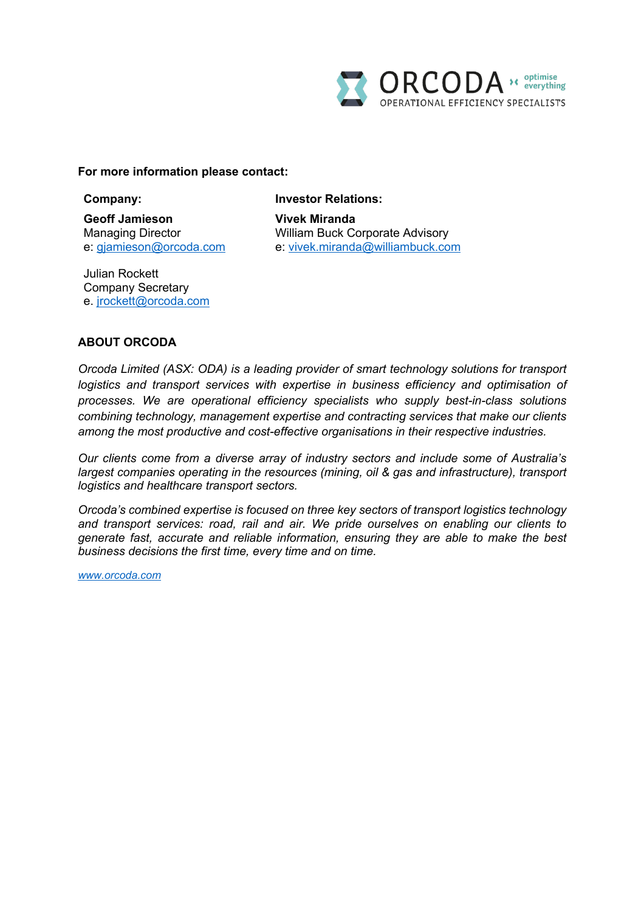**For more information please contact:**

**Company:**

**Geoff Jamieson**
Managing Director
e: gjamieson@orcoda.com

Julian Rockett
Company Secretary
e. jrockett@orcoda.com

**Investor Relations:**

**Vivek Miranda**
William Buck Corporate Advisory
e: vivek.miranda@williambuck.com

**ABOUT ORCODA**

*Orcoda Limited (ASX: ODA) is a leading provider of smart technology solutions for transport logistics and transport services with expertise in business efficiency and optimisation of processes. We are operational efficiency specialists who supply best-in-class solutions combining technology, management expertise and contracting services that make our clients among the most productive and cost-effective organisations in their respective industries.*

*Our clients come from a diverse array of industry sectors and include some of Australia's largest companies operating in the resources (mining, oil & gas and infrastructure), transport logistics and healthcare transport sectors.*

*Orcoda's combined expertise is focused on three key sectors of transport logistics technology and transport services: road, rail and air. We pride ourselves on enabling our clients to generate fast, accurate and reliable information, ensuring they are able to make the best business decisions the first time, every time and on time.*

*www.orcoda.com*